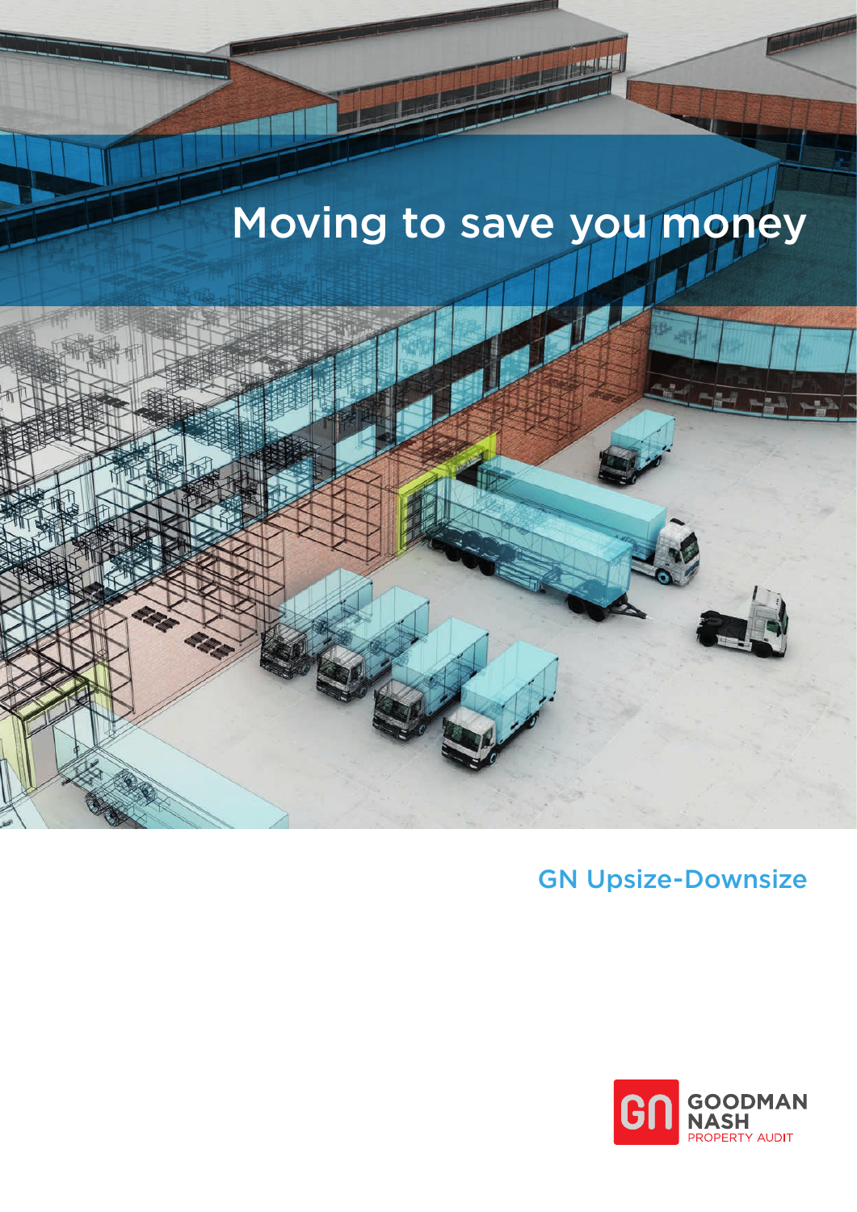# Moving to save you money

## GN Upsize-Downsize

GOODMAN NASH
PROPERTY AUDIT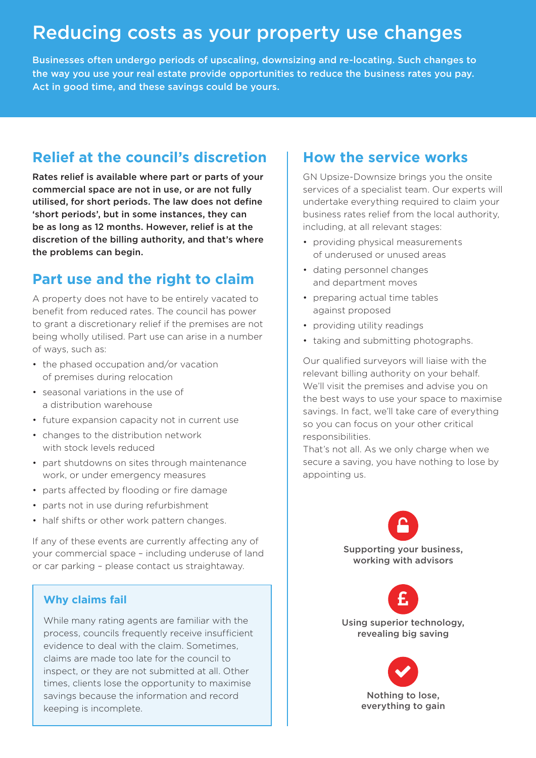// Reducing costs as your property use changes

# Reducing costs as your property use changes

**Businesses often undergo periods of upscaling, downsizing and re-locating. Such changes to the way you use your real estate provide opportunities to reduce the business rates you pay. Act in good time, and these savings could be yours.**

## Relief at the council's discretion

**Rates relief is available where part or parts of your commercial space are not in use, or are not fully utilised, for short periods. The law does not define 'short periods', but in some instances, they can be as long as 12 months. However, relief is at the discretion of the billing authority, and that's where the problems can begin.**

## Part use and the right to claim

A property does not have to be entirely vacated to benefit from reduced rates. The council has power to grant a discretionary relief if the premises are not being wholly utilised. Part use can arise in a number of ways, such as:

- the phased occupation and/or vacation of premises during relocation
- seasonal variations in the use of a distribution warehouse
- future expansion capacity not in current use
- changes to the distribution network with stock levels reduced
- part shutdowns on sites through maintenance work, or under emergency measures
- parts affected by flooding or fire damage
- parts not in use during refurbishment
- half shifts or other work pattern changes.

If any of these events are currently affecting any of your commercial space – including underuse of land or car parking – please contact us straightaway.

### Why claims fail

While many rating agents are familiar with the process, councils frequently receive insufficient evidence to deal with the claim. Sometimes, claims are made too late for the council to inspect, or they are not submitted at all. Other times, clients lose the opportunity to maximise savings because the information and record keeping is incomplete.

## How the service works

GN Upsize-Downsize brings you the onsite services of a specialist team. Our experts will undertake everything required to claim your business rates relief from the local authority, including, at all relevant stages:

- providing physical measurements of underused or unused areas
- dating personnel changes and department moves
- preparing actual time tables against proposed
- providing utility readings
- taking and submitting photographs.

Our qualified surveyors will liaise with the relevant billing authority on your behalf. We'll visit the premises and advise you on the best ways to use your space to maximise savings. In fact, we'll take care of everything so you can focus on your other critical responsibilities.

That's not all. As we only charge when we secure a saving, you have nothing to lose by appointing us.

**Supporting your business, working with advisors**

**Using superior technology, revealing big saving**

**Nothing to lose, everything to gain**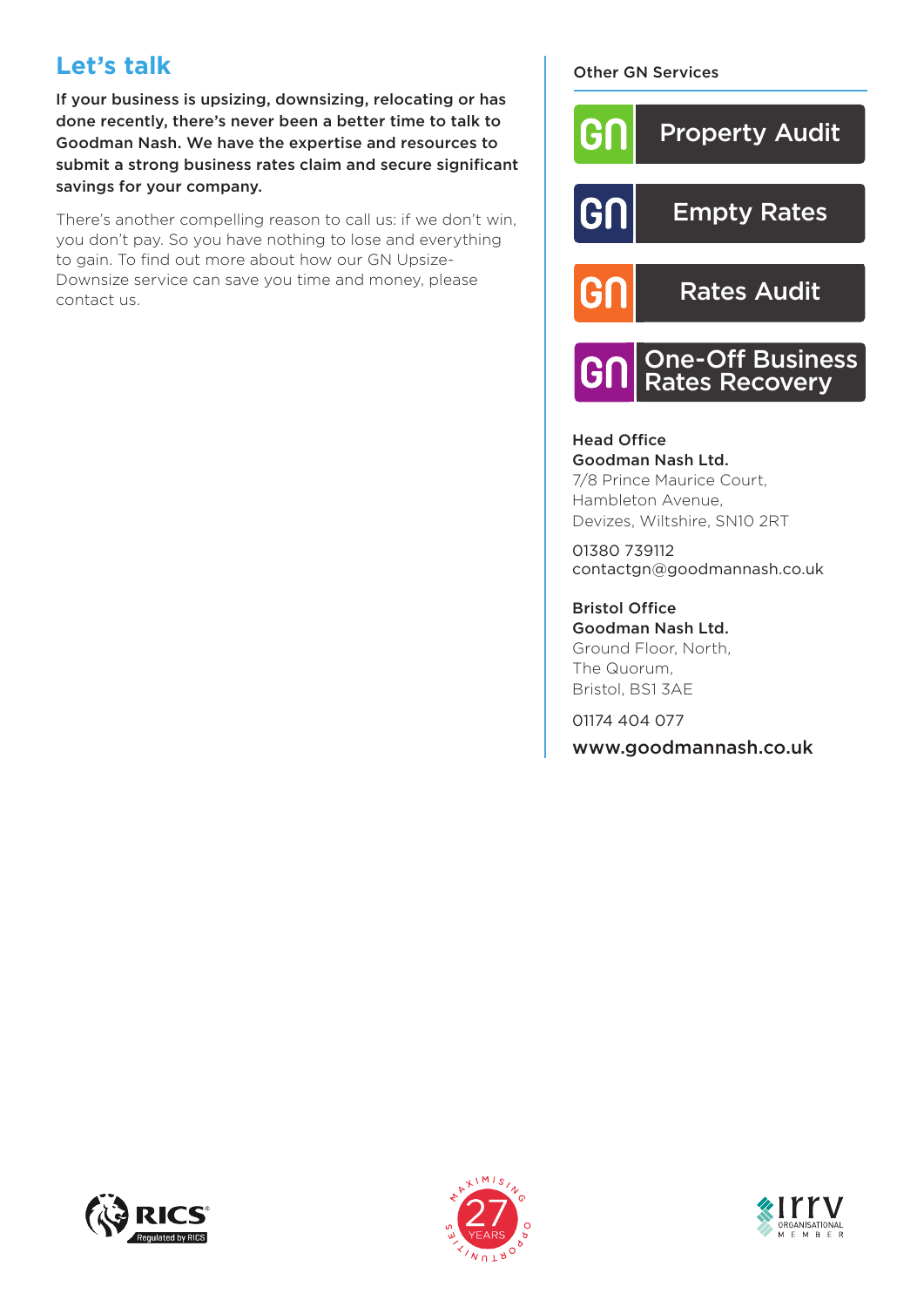## Let's talk

**If your business is upsizing, downsizing, relocating or has done recently, there's never been a better time to talk to Goodman Nash. We have the expertise and resources to submit a strong business rates claim and secure significant savings for your company.**

There's another compelling reason to call us: if we don't win, you don't pay. So you have nothing to lose and everything to gain. To find out more about how our GN Upsize-Downsize service can save you time and money, please contact us.

### Other GN Services

- GN Property Audit
- GN Empty Rates
- GN Rates Audit
- GN One-Off Business Rates Recovery

**Head Office**
**Goodman Nash Ltd.**
7/8 Prince Maurice Court,
Hambleton Avenue,
Devizes, Wiltshire, SN10 2RT

01380 739112
contactgn@goodmannash.co.uk

**Bristol Office**
**Goodman Nash Ltd.**
Ground Floor, North,
The Quorum,
Bristol, BS1 3AE

01174 404 077

www.goodmannash.co.uk

RICS Regulated by RICS

Maximising Opportunities 27 Years

IRRV Organisational Member